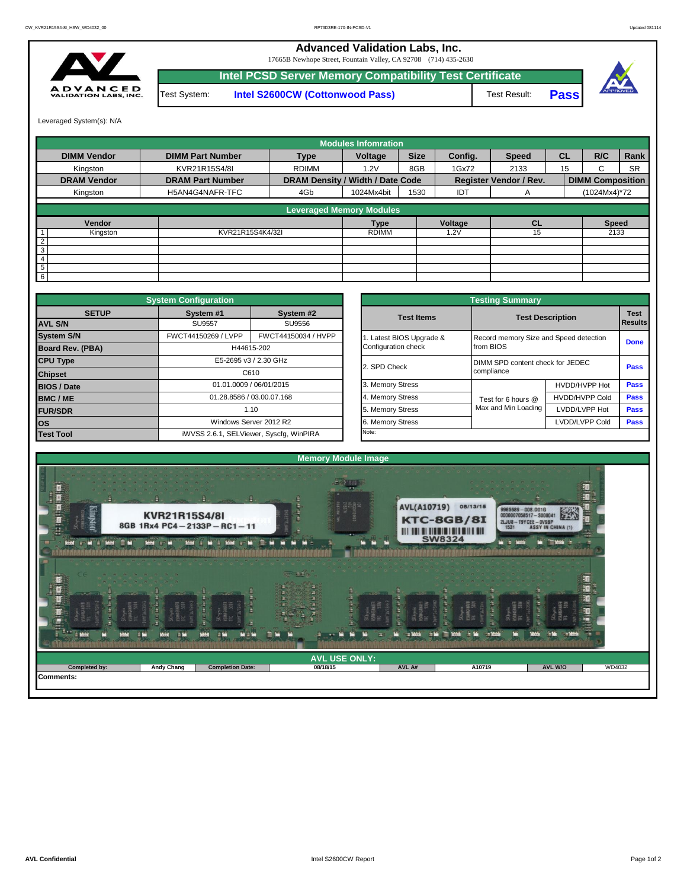# Advanced Validation Labs, Inc.

17665B Newhope Street, Fountain Valley, CA 92708 (714) 435-2630

## Intel PCSD Server Memory Compatibility Test Certificate

Test System: **Intel S2600CW (Cottonwood Pass)** Test Result: **Pass**

Leveraged System(s): N/A

| Modules Infomration | | | | | | | | | |
|---|---|---|---|---|---|---|---|---|---|
| **DIMM Vendor** | **DIMM Part Number** | **Type** | **Voltage** | **Size** | **Config.** | **Speed** | **CL** | **R/C** | **Rank** |
| Kingston | KVR21R15S4/8I | RDIMM | 1.2V | 8GB | 1Gx72 | 2133 | 15 | C | SR |
| **DRAM Vendor** | **DRAM Part Number** | **DRAM Density / Width / Date Code** | | | **Register Vendor / Rev.** | | **DIMM Composition** | | |
| Kingston | H5AN4G4NAFR-TFC | 4Gb | 1024Mx4bit | 1530 | IDT | A | (1024Mx4)*72 | | |

| Leveraged Memory Modules | | | | | | |
|---|---|---|---|---|---|---|
| | **Vendor** | | **Type** | **Voltage** | **CL** | **Speed** |
| 1 | Kingston | KVR21R15S4K4/32I | RDIMM | 1.2V | 15 | 2133 |
| 2 | | | | | | |
| 3 | | | | | | |
| 4 | | | | | | |
| 5 | | | | | | |
| 6 | | | | | | |

| System Configuration | | |
|---|---|---|
| **SETUP** | **System #1** | **System #2** |
| **AVL S/N** | SU9557 | SU9556 |
| **System S/N** | FWCT44150269 / LVPP | FWCT44150034 / HVPP |
| **Board Rev. (PBA)** | H44615-202 | |
| **CPU Type** | E5-2695 v3 / 2.30 GHz | |
| **Chipset** | C610 | |
| **BIOS / Date** | 01.01.0009 / 06/01/2015 | |
| **BMC / ME** | 01.28.8586 / 03.00.07.168 | |
| **FUR/SDR** | 1.10 | |
| **OS** | Windows Server 2012 R2 | |
| **Test Tool** | iWVSS 2.6.1, SELViewer, Syscfg, WinPIRA | |

| Testing Summary | | | |
|---|---|---|---|
| **Test Items** | **Test Description** | | **Test Results** |
| 1. Latest BIOS Upgrade & Configuration check | Record memory Size and Speed detection from BIOS | | **Done** |
| 2. SPD Check | DIMM SPD content check for JEDEC compliance | | **Pass** |
| 3. Memory Stress | Test for 6 hours @ Max and Min Loading | HVDD/HVPP Hot | **Pass** |
| 4. Memory Stress | | HVDD/HVPP Cold | **Pass** |
| 5. Memory Stress | | LVDD/LVPP Hot | **Pass** |
| 6. Memory Stress | | LVDD/LVPP Cold | **Pass** |
| Note: | | | |

## Memory Module Image

## AVL USE ONLY:

| Completed by: | Andy Chang | Completion Date: | 08/18/15 | AVL A# | A10719 | AVL W/O | WD4032 |
|---|---|---|---|---|---|---|---|

**Comments:**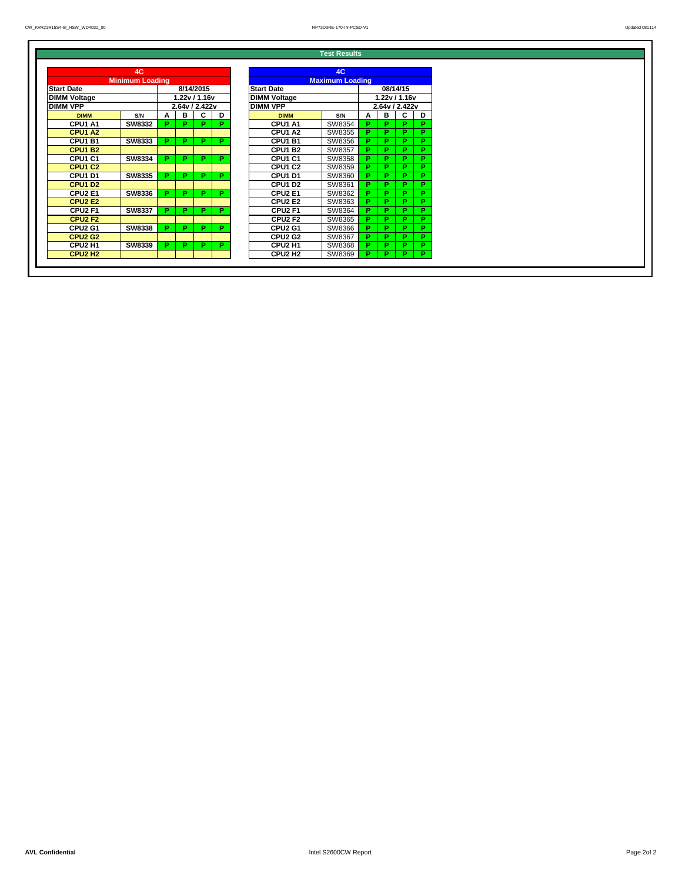## Test Results

| 4C Minimum Loading | | | | | |
|---|---|---|---|---|---|
| **Start Date** | | 8/14/2015 | | | |
| **DIMM Voltage** | | 1.22v / 1.16v | | | |
| **DIMM VPP** | | 2.64v / 2.422v | | | |
| **DIMM** | **S/N** | **A** | **B** | **C** | **D** |
| CPU1 A1 | SW8332 | P | P | P | P |
| CPU1 A2 | | | | | |
| CPU1 B1 | SW8333 | P | P | P | P |
| CPU1 B2 | | | | | |
| CPU1 C1 | SW8334 | P | P | P | P |
| CPU1 C2 | | | | | |
| CPU1 D1 | SW8335 | P | P | P | P |
| CPU1 D2 | | | | | |
| CPU2 E1 | SW8336 | P | P | P | P |
| CPU2 E2 | | | | | |
| CPU2 F1 | SW8337 | P | P | P | P |
| CPU2 F2 | | | | | |
| CPU2 G1 | SW8338 | P | P | P | P |
| CPU2 G2 | | | | | |
| CPU2 H1 | SW8339 | P | P | P | P |
| CPU2 H2 | | | | | |

| 4C Maximum Loading | | | | | |
|---|---|---|---|---|---|
| **Start Date** | | 08/14/15 | | | |
| **DIMM Voltage** | | 1.22v / 1.16v | | | |
| **DIMM VPP** | | 2.64v / 2.422v | | | |
| **DIMM** | **S/N** | **A** | **B** | **C** | **D** |
| CPU1 A1 | SW8354 | P | P | P | P |
| CPU1 A2 | SW8355 | P | P | P | P |
| CPU1 B1 | SW8356 | P | P | P | P |
| CPU1 B2 | SW8357 | P | P | P | P |
| CPU1 C1 | SW8358 | P | P | P | P |
| CPU1 C2 | SW8359 | P | P | P | P |
| CPU1 D1 | SW8360 | P | P | P | P |
| CPU1 D2 | SW8361 | P | P | P | P |
| CPU2 E1 | SW8362 | P | P | P | P |
| CPU2 E2 | SW8363 | P | P | P | P |
| CPU2 F1 | SW8364 | P | P | P | P |
| CPU2 F2 | SW8365 | P | P | P | P |
| CPU2 G1 | SW8366 | P | P | P | P |
| CPU2 G2 | SW8367 | P | P | P | P |
| CPU2 H1 | SW8368 | P | P | P | P |
| CPU2 H2 | SW8369 | P | P | P | P |